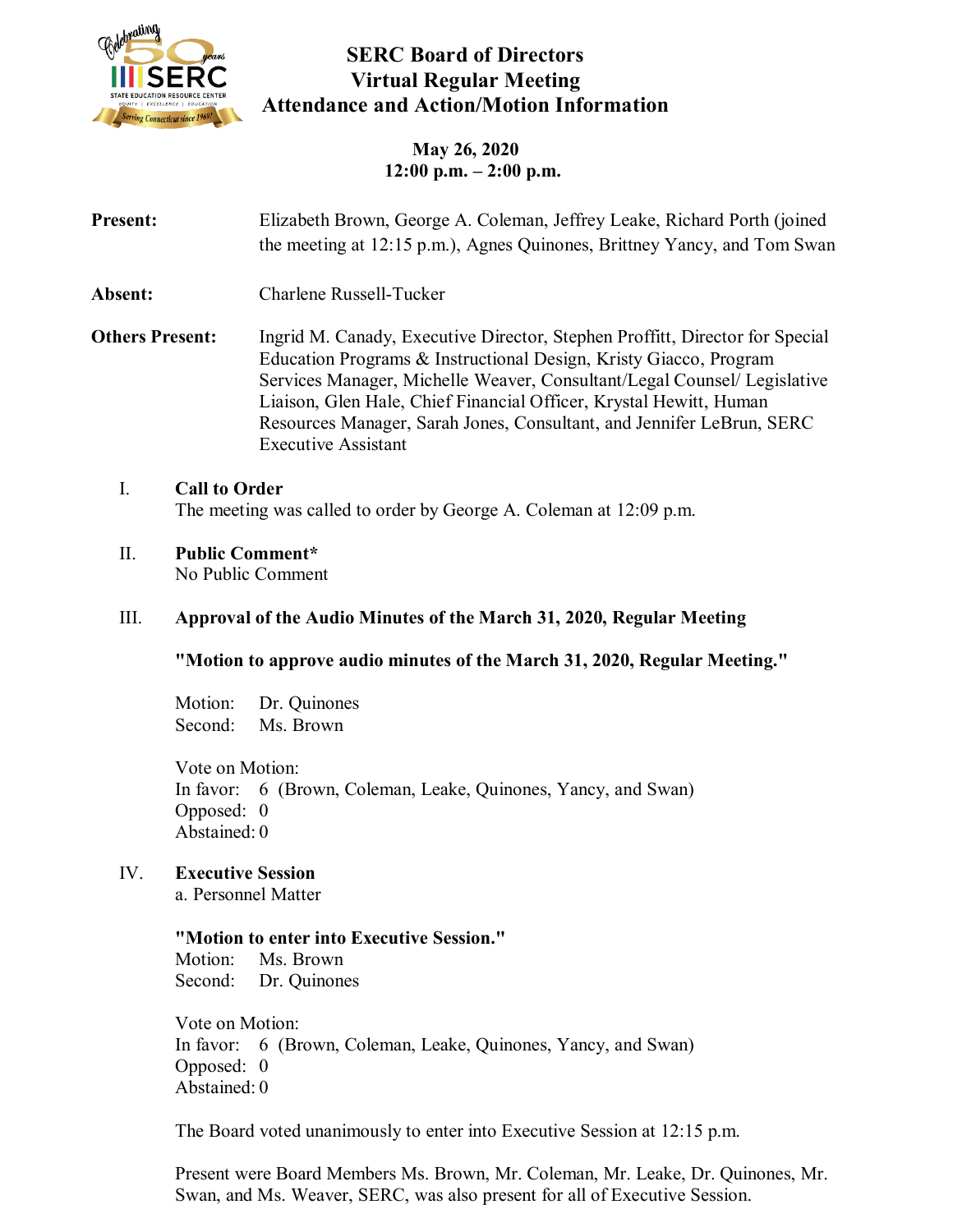# SERC Board of Directors
# Virtual Regular Meeting
# Attendance and Action/Motion Information

**May 26, 2020**
**12:00 p.m. – 2:00 p.m.**

**Present:** Elizabeth Brown, George A. Coleman, Jeffrey Leake, Richard Porth (joined the meeting at 12:15 p.m.), Agnes Quinones, Brittney Yancy, and Tom Swan

**Absent:** Charlene Russell-Tucker

**Others Present:** Ingrid M. Canady, Executive Director, Stephen Proffitt, Director for Special Education Programs & Instructional Design, Kristy Giacco, Program Services Manager, Michelle Weaver, Consultant/Legal Counsel/ Legislative Liaison, Glen Hale, Chief Financial Officer, Krystal Hewitt, Human Resources Manager, Sarah Jones, Consultant, and Jennifer LeBrun, SERC Executive Assistant

I. **Call to Order**
The meeting was called to order by George A. Coleman at 12:09 p.m.

II. **Public Comment***
No Public Comment

III. **Approval of the Audio Minutes of the March 31, 2020, Regular Meeting**

**"Motion to approve audio minutes of the March 31, 2020, Regular Meeting."**

Motion: Dr. Quinones
Second: Ms. Brown

Vote on Motion:
In favor: 6 (Brown, Coleman, Leake, Quinones, Yancy, and Swan)
Opposed: 0
Abstained: 0

IV. **Executive Session**
a. Personnel Matter

**"Motion to enter into Executive Session."**
Motion: Ms. Brown
Second: Dr. Quinones

Vote on Motion:
In favor: 6 (Brown, Coleman, Leake, Quinones, Yancy, and Swan)
Opposed: 0
Abstained: 0

The Board voted unanimously to enter into Executive Session at 12:15 p.m.

Present were Board Members Ms. Brown, Mr. Coleman, Mr. Leake, Dr. Quinones, Mr. Swan, and Ms. Weaver, SERC, was also present for all of Executive Session.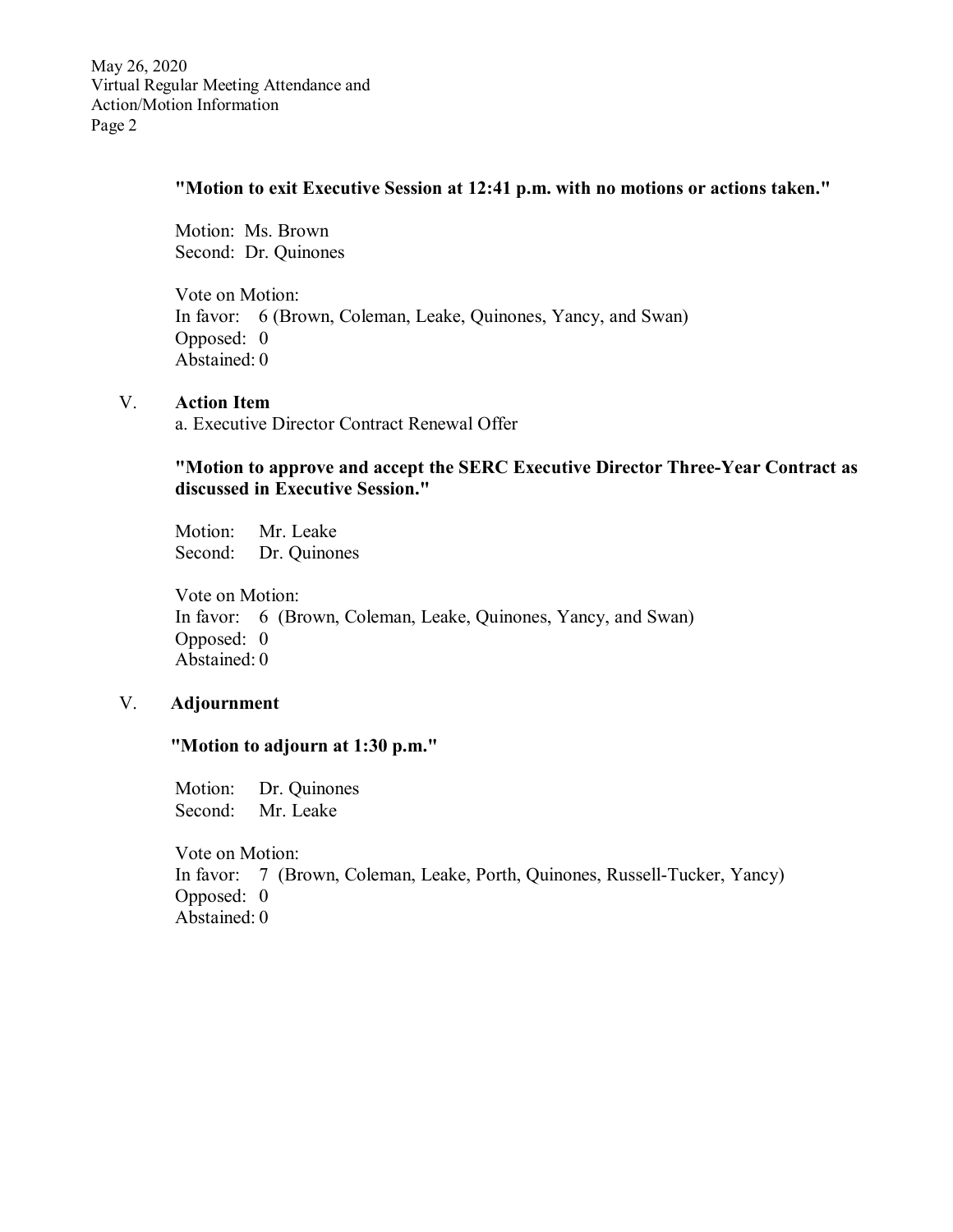**"Motion to exit Executive Session at 12:41 p.m. with no motions or actions taken."**

Motion: Ms. Brown
Second: Dr. Quinones

Vote on Motion:
In favor: 6 (Brown, Coleman, Leake, Quinones, Yancy, and Swan)
Opposed: 0
Abstained: 0

V. **Action Item**

a. Executive Director Contract Renewal Offer

**"Motion to approve and accept the SERC Executive Director Three-Year Contract as discussed in Executive Session."**

Motion: Mr. Leake
Second: Dr. Quinones

Vote on Motion:
In favor: 6 (Brown, Coleman, Leake, Quinones, Yancy, and Swan)
Opposed: 0
Abstained: 0

V. **Adjournment**

**"Motion to adjourn at 1:30 p.m."**

Motion: Dr. Quinones
Second: Mr. Leake

Vote on Motion:
In favor: 7 (Brown, Coleman, Leake, Porth, Quinones, Russell-Tucker, Yancy)
Opposed: 0
Abstained: 0